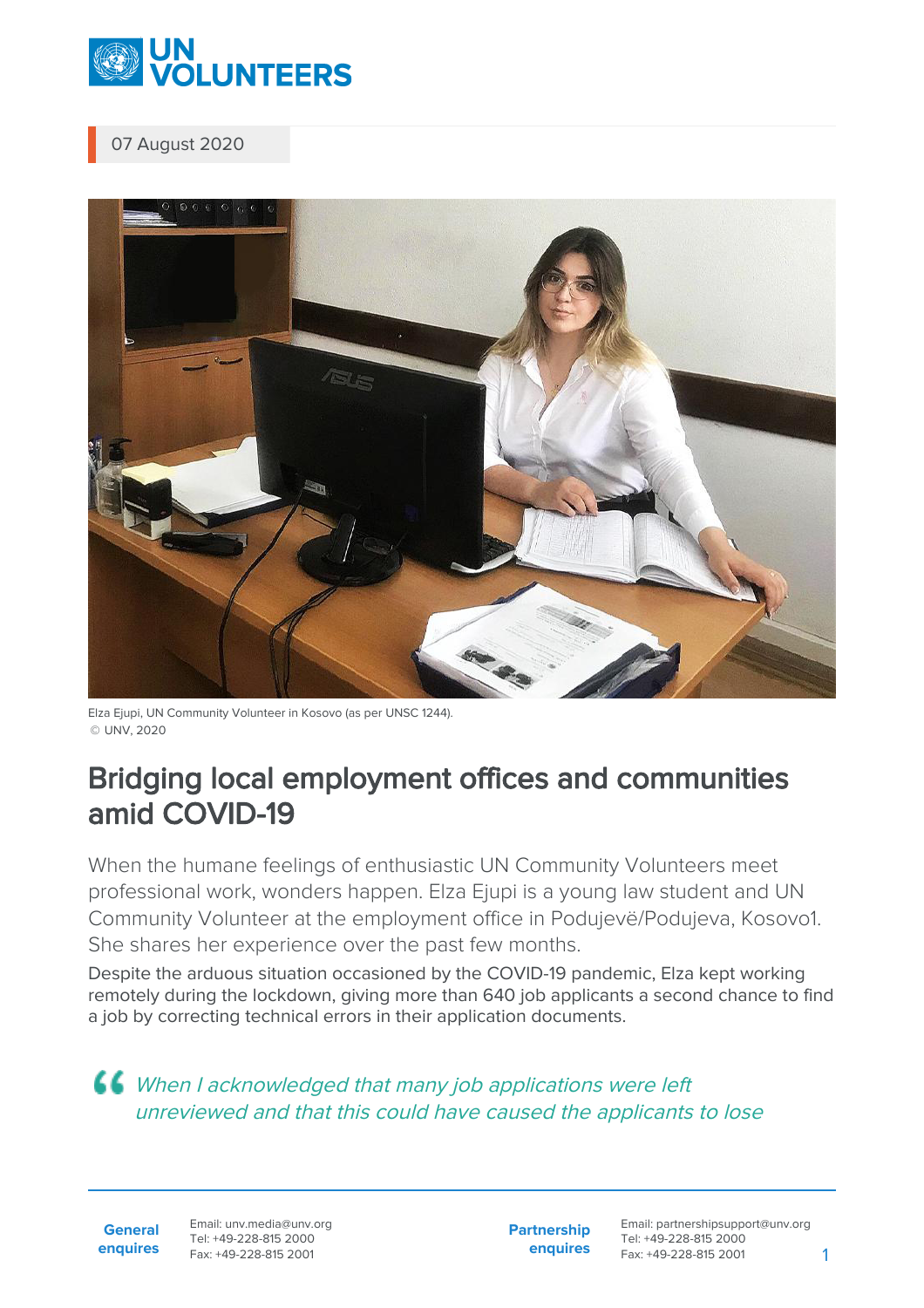07 August 2020

Elza Ejupi, UN Community Volunteer in Kosovo (as per UNSC 1244).
© UNV, 2020

# Bridging local employment offices and communities amid COVID-19

When the humane feelings of enthusiastic UN Community Volunteers meet professional work, wonders happen. Elza Ejupi is a young law student and UN Community Volunteer at the employment office in Podujevë/Podujeva, Kosovo1. She shares her experience over the past few months.

Despite the arduous situation occasioned by the COVID-19 pandemic, Elza kept working remotely during the lockdown, giving more than 640 job applicants a second chance to find a job by correcting technical errors in their application documents.

> *When I acknowledged that many job applications were left unreviewed and that this could have caused the applicants to lose*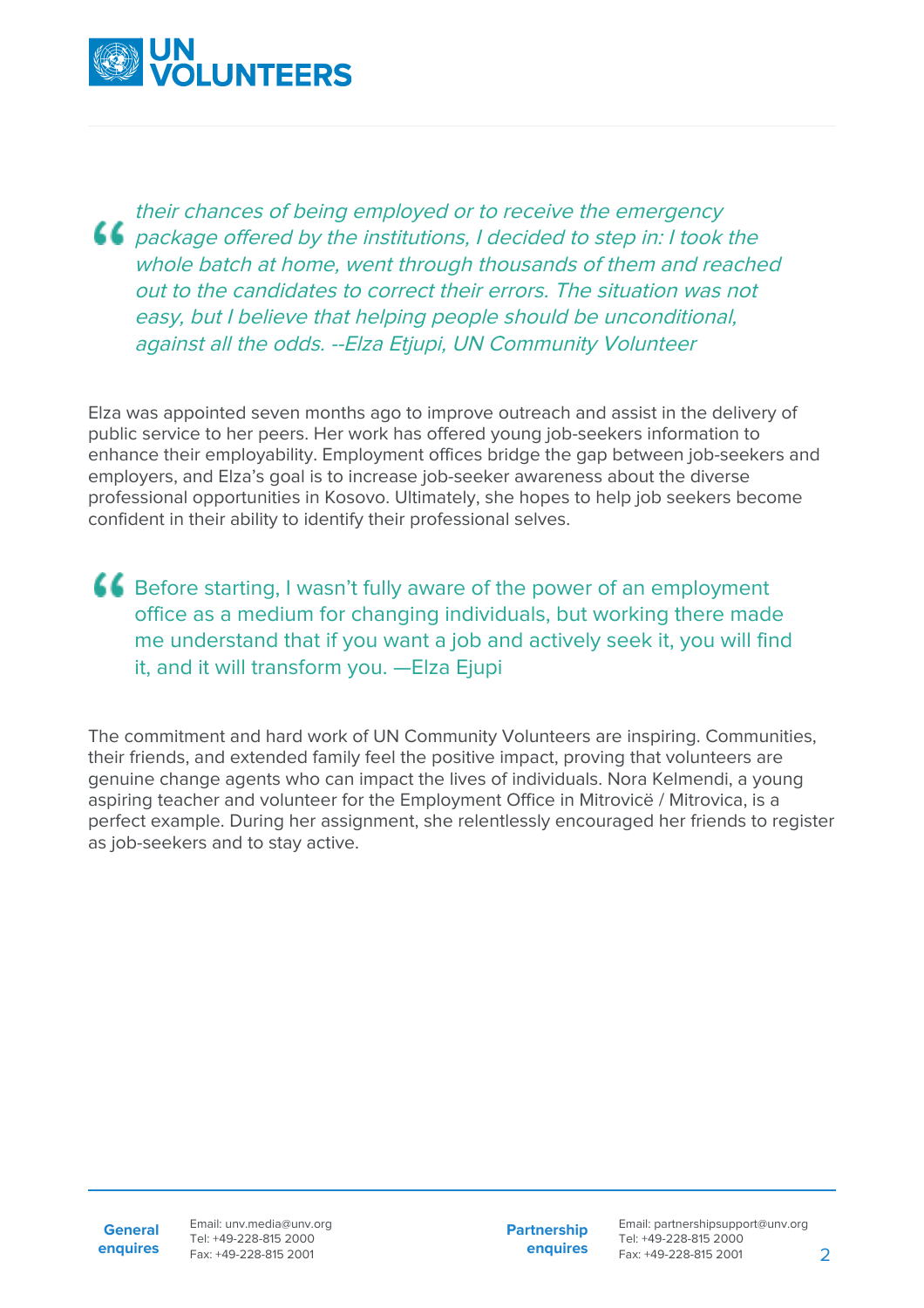> *their chances of being employed or to receive the emergency package offered by the institutions, I decided to step in: I took the whole batch at home, went through thousands of them and reached out to the candidates to correct their errors. The situation was not easy, but I believe that helping people should be unconditional, against all the odds. --Elza Etjupi, UN Community Volunteer*

Elza was appointed seven months ago to improve outreach and assist in the delivery of public service to her peers. Her work has offered young job-seekers information to enhance their employability. Employment offices bridge the gap between job-seekers and employers, and Elza's goal is to increase job-seeker awareness about the diverse professional opportunities in Kosovo. Ultimately, she hopes to help job seekers become confident in their ability to identify their professional selves.

> Before starting, I wasn't fully aware of the power of an employment office as a medium for changing individuals, but working there made me understand that if you want a job and actively seek it, you will find it, and it will transform you. —Elza Ejupi

The commitment and hard work of UN Community Volunteers are inspiring. Communities, their friends, and extended family feel the positive impact, proving that volunteers are genuine change agents who can impact the lives of individuals. Nora Kelmendi, a young aspiring teacher and volunteer for the Employment Office in Mitrovicë / Mitrovica, is a perfect example. During her assignment, she relentlessly encouraged her friends to register as job-seekers and to stay active.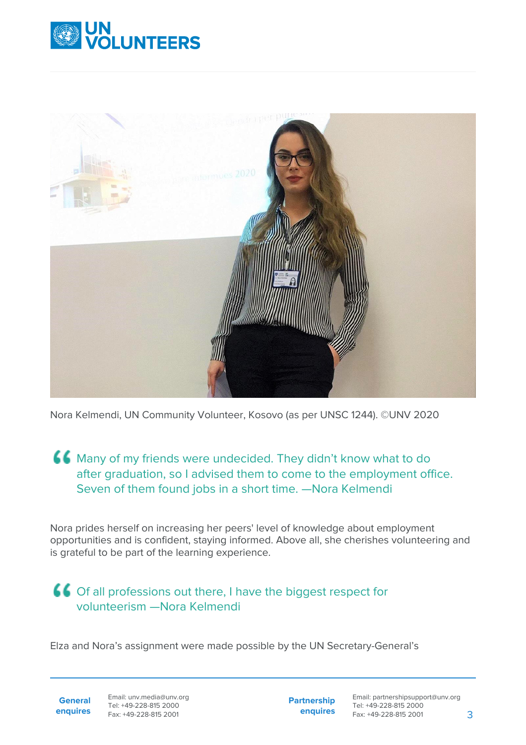Nora Kelmendi, UN Community Volunteer, Kosovo (as per UNSC 1244). ©UNV 2020

> Many of my friends were undecided. They didn't know what to do after graduation, so I advised them to come to the employment office. Seven of them found jobs in a short time. —Nora Kelmendi

Nora prides herself on increasing her peers' level of knowledge about employment opportunities and is confident, staying informed. Above all, she cherishes volunteering and is grateful to be part of the learning experience.

> Of all professions out there, I have the biggest respect for volunteerism —Nora Kelmendi

Elza and Nora's assignment were made possible by the UN Secretary-General's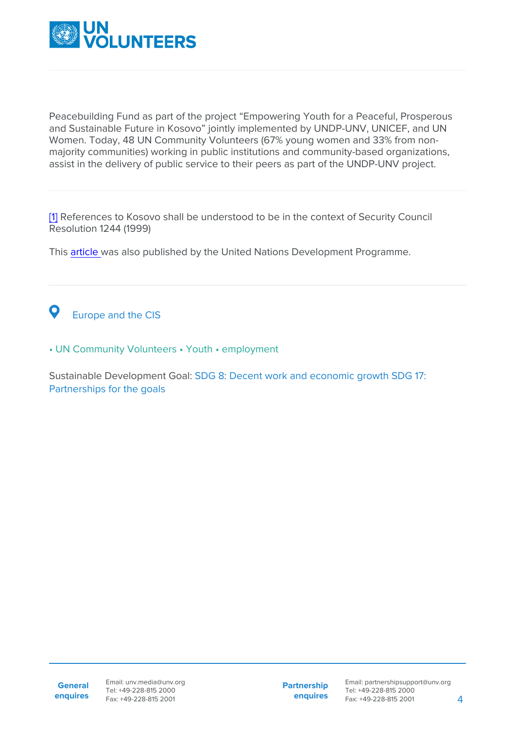Peacebuilding Fund as part of the project "Empowering Youth for a Peaceful, Prosperous and Sustainable Future in Kosovo" jointly implemented by UNDP-UNV, UNICEF, and UN Women. Today, 48 UN Community Volunteers (67% young women and 33% from non-majority communities) working in public institutions and community-based organizations, assist in the delivery of public service to their peers as part of the UNDP-UNV project.

---

[1] References to Kosovo shall be understood to be in the context of Security Council Resolution 1244 (1999)

This article was also published by the United Nations Development Programme.

---

Europe and the CIS

• UN Community Volunteers • Youth • employment

Sustainable Development Goal: SDG 8: Decent work and economic growth SDG 17: Partnerships for the goals

---

**General enquires**
Email: unv.media@unv.org
Tel: +49-228-815 2000
Fax: +49-228-815 2001

**Partnership enquires**
Email: partnershipsupport@unv.org
Tel: +49-228-815 2000
Fax: +49-228-815 2001